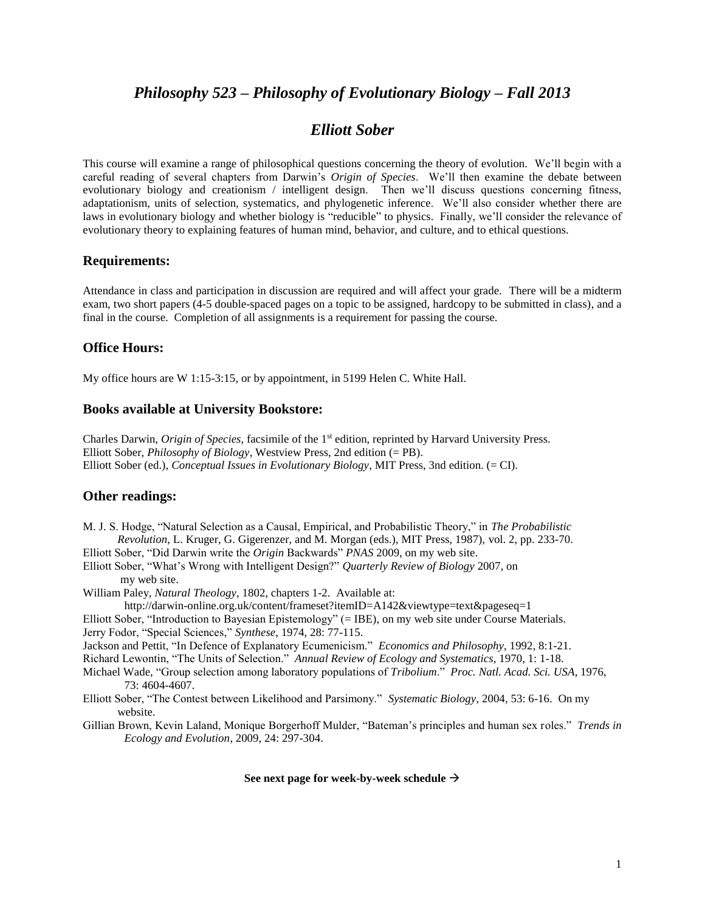# *Philosophy 523 – Philosophy of Evolutionary Biology – Fall 2013*

## *Elliott Sober*

This course will examine a range of philosophical questions concerning the theory of evolution. We'll begin with a careful reading of several chapters from Darwin's *Origin of Species*. We'll then examine the debate between evolutionary biology and creationism / intelligent design. Then we'll discuss questions concerning fitness, adaptationism, units of selection, systematics, and phylogenetic inference. We'll also consider whether there are laws in evolutionary biology and whether biology is "reducible" to physics. Finally, we'll consider the relevance of evolutionary theory to explaining features of human mind, behavior, and culture, and to ethical questions.

### Requirements:

Attendance in class and participation in discussion are required and will affect your grade. There will be a midterm exam, two short papers (4-5 double-spaced pages on a topic to be assigned, hardcopy to be submitted in class), and a final in the course. Completion of all assignments is a requirement for passing the course.

### Office Hours:

My office hours are W 1:15-3:15, or by appointment, in 5199 Helen C. White Hall.

### Books available at University Bookstore:

Charles Darwin, *Origin of Species*, facsimile of the 1st edition, reprinted by Harvard University Press.
Elliott Sober, *Philosophy of Biology*, Westview Press, 2nd edition (= PB).
Elliott Sober (ed.), *Conceptual Issues in Evolutionary Biology*, MIT Press, 3nd edition. (= CI).

### Other readings:

M. J. S. Hodge, "Natural Selection as a Causal, Empirical, and Probabilistic Theory," in *The Probabilistic Revolution*, L. Kruger, G. Gigerenzer, and M. Morgan (eds.), MIT Press, 1987), vol. 2, pp. 233-70.

Elliott Sober, "Did Darwin write the *Origin* Backwards" *PNAS* 2009, on my web site.

Elliott Sober, "What's Wrong with Intelligent Design?" *Quarterly Review of Biology* 2007, on my web site.

William Paley, *Natural Theology*, 1802, chapters 1-2. Available at: http://darwin-online.org.uk/content/frameset?itemID=A142&viewtype=text&pageseq=1

Elliott Sober, "Introduction to Bayesian Epistemology" (= IBE), on my web site under Course Materials.

Jerry Fodor, "Special Sciences," *Synthese*, 1974, 28: 77-115.

Jackson and Pettit, "In Defence of Explanatory Ecumenicism." *Economics and Philosophy*, 1992, 8:1-21.

Richard Lewontin, "The Units of Selection." *Annual Review of Ecology and Systematics*, 1970, 1: 1-18.

Michael Wade, "Group selection among laboratory populations of *Tribolium*." *Proc. Natl. Acad. Sci. USA*, 1976, 73: 4604-4607.

Elliott Sober, "The Contest between Likelihood and Parsimony." *Systematic Biology*, 2004, 53: 6-16. On my website.

Gillian Brown, Kevin Laland, Monique Borgerhoff Mulder, "Bateman's principles and human sex roles." *Trends in Ecology and Evolution*, 2009, 24: 297-304.

**See next page for week-by-week schedule →**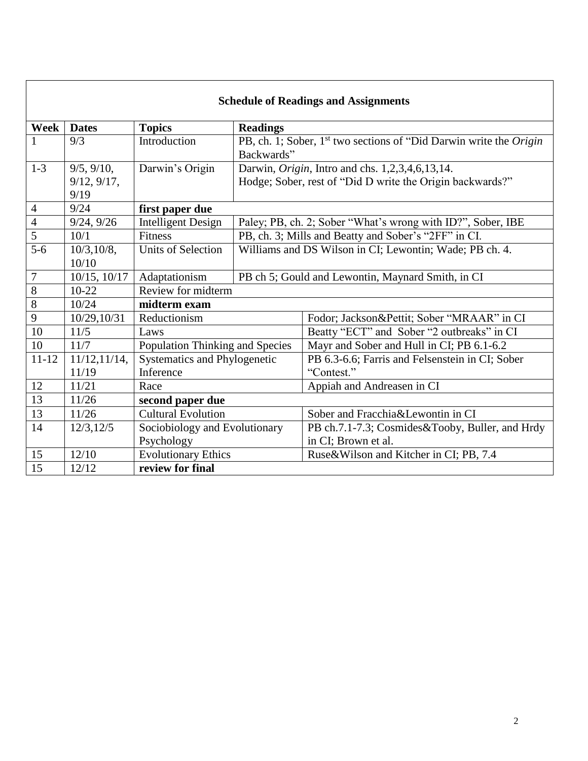**Schedule of Readings and Assignments**

| Week | Dates | Topics | Readings |
|---|---|---|---|
| 1 | 9/3 | Introduction | PB, ch. 1; Sober, 1st two sections of "Did Darwin write the *Origin* Backwards" |
| 1-3 | 9/5, 9/10, 9/12, 9/17, 9/19 | Darwin's Origin | Darwin, *Origin*, Intro and chs. 1,2,3,4,6,13,14. Hodge; Sober, rest of "Did D write the Origin backwards?" |
| 4 | 9/24 | **first paper due** | |
| 4 | 9/24, 9/26 | Intelligent Design | Paley; PB, ch. 2; Sober "What's wrong with ID?", Sober, IBE |
| 5 | 10/1 | Fitness | PB, ch. 3; Mills and Beatty and Sober's "2FF" in CI. |
| 5-6 | 10/3,10/8, 10/10 | Units of Selection | Williams and DS Wilson in CI; Lewontin; Wade; PB ch. 4. |
| 7 | 10/15, 10/17 | Adaptationism | PB ch 5; Gould and Lewontin, Maynard Smith, in CI |
| 8 | 10-22 | Review for midterm | |
| 8 | 10/24 | **midterm exam** | |
| 9 | 10/29,10/31 | Reductionism | Fodor; Jackson&Pettit; Sober "MRAAR" in CI |
| 10 | 11/5 | Laws | Beatty "ECT" and Sober "2 outbreaks" in CI |
| 10 | 11/7 | Population Thinking and Species | Mayr and Sober and Hull in CI; PB 6.1-6.2 |
| 11-12 | 11/12,11/14, 11/19 | Systematics and Phylogenetic Inference | PB 6.3-6.6; Farris and Felsenstein in CI; Sober "Contest." |
| 12 | 11/21 | Race | Appiah and Andreasen in CI |
| 13 | 11/26 | **second paper due** | |
| 13 | 11/26 | Cultural Evolution | Sober and Fracchia&Lewontin in CI |
| 14 | 12/3,12/5 | Sociobiology and Evolutionary Psychology | PB ch.7.1-7.3; Cosmides&Tooby, Buller, and Hrdy in CI; Brown et al. |
| 15 | 12/10 | Evolutionary Ethics | Ruse&Wilson and Kitcher in CI; PB, 7.4 |
| 15 | 12/12 | **review for final** | |